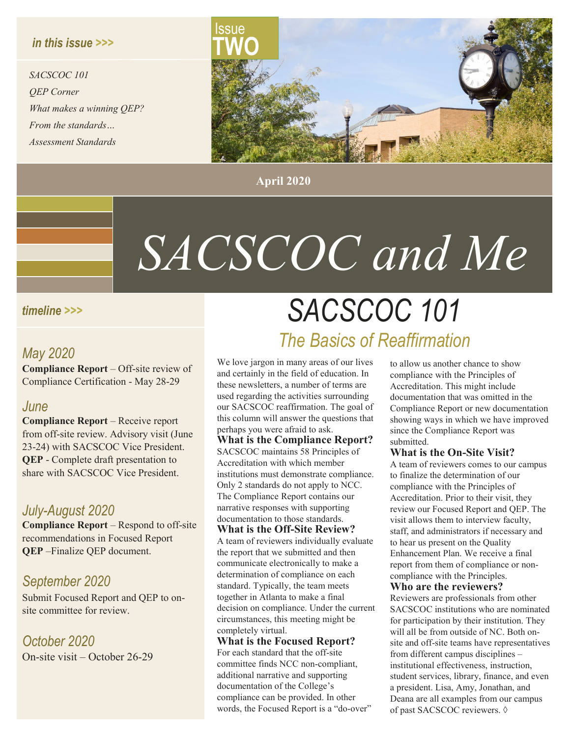*in this issue >>>*

*SACSCOC 101*
*QEP Corner*
*What makes a winning QEP?*
*From the standards…*
*Assessment Standards*

Issue **TWO**

**April 2020**

# *SACSCOC and Me*

*timeline >>>*

### *May 2020*

**Compliance Report** – Off-site review of Compliance Certification - May 28-29

### *June*

**Compliance Report** – Receive report from off-site review. Advisory visit (June 23-24) with SACSCOC Vice President. **QEP** - Complete draft presentation to share with SACSCOC Vice President.

### *July-August 2020*

**Compliance Report** – Respond to off-site recommendations in Focused Report
**QEP** –Finalize QEP document.

### *September 2020*

Submit Focused Report and QEP to on-site committee for review.

### *October 2020*

On-site visit – October 26-29

## *SACSCOC 101*

### *The Basics of Reaffirmation*

We love jargon in many areas of our lives and certainly in the field of education. In these newsletters, a number of terms are used regarding the activities surrounding our SACSCOC reaffirmation. The goal of this column will answer the questions that perhaps you were afraid to ask.

**What is the Compliance Report?**
SACSCOC maintains 58 Principles of Accreditation with which member institutions must demonstrate compliance. Only 2 standards do not apply to NCC. The Compliance Report contains our narrative responses with supporting documentation to those standards.

**What is the Off-Site Review?**
A team of reviewers individually evaluate the report that we submitted and then communicate electronically to make a determination of compliance on each standard. Typically, the team meets together in Atlanta to make a final decision on compliance. Under the current circumstances, this meeting might be completely virtual.

**What is the Focused Report?**
For each standard that the off-site committee finds NCC non-compliant, additional narrative and supporting documentation of the College's compliance can be provided. In other words, the Focused Report is a "do-over" to allow us another chance to show compliance with the Principles of Accreditation. This might include documentation that was omitted in the Compliance Report or new documentation showing ways in which we have improved since the Compliance Report was submitted.

**What is the On-Site Visit?**
A team of reviewers comes to our campus to finalize the determination of our compliance with the Principles of Accreditation. Prior to their visit, they review our Focused Report and QEP. The visit allows them to interview faculty, staff, and administrators if necessary and to hear us present on the Quality Enhancement Plan. We receive a final report from them of compliance or non-compliance with the Principles.

**Who are the reviewers?**
Reviewers are professionals from other SACSCOC institutions who are nominated for participation by their institution. They will all be from outside of NC. Both on-site and off-site teams have representatives from different campus disciplines – institutional effectiveness, instruction, student services, library, finance, and even a president. Lisa, Amy, Jonathan, and Deana are all examples from our campus of past SACSCOC reviewers. ◊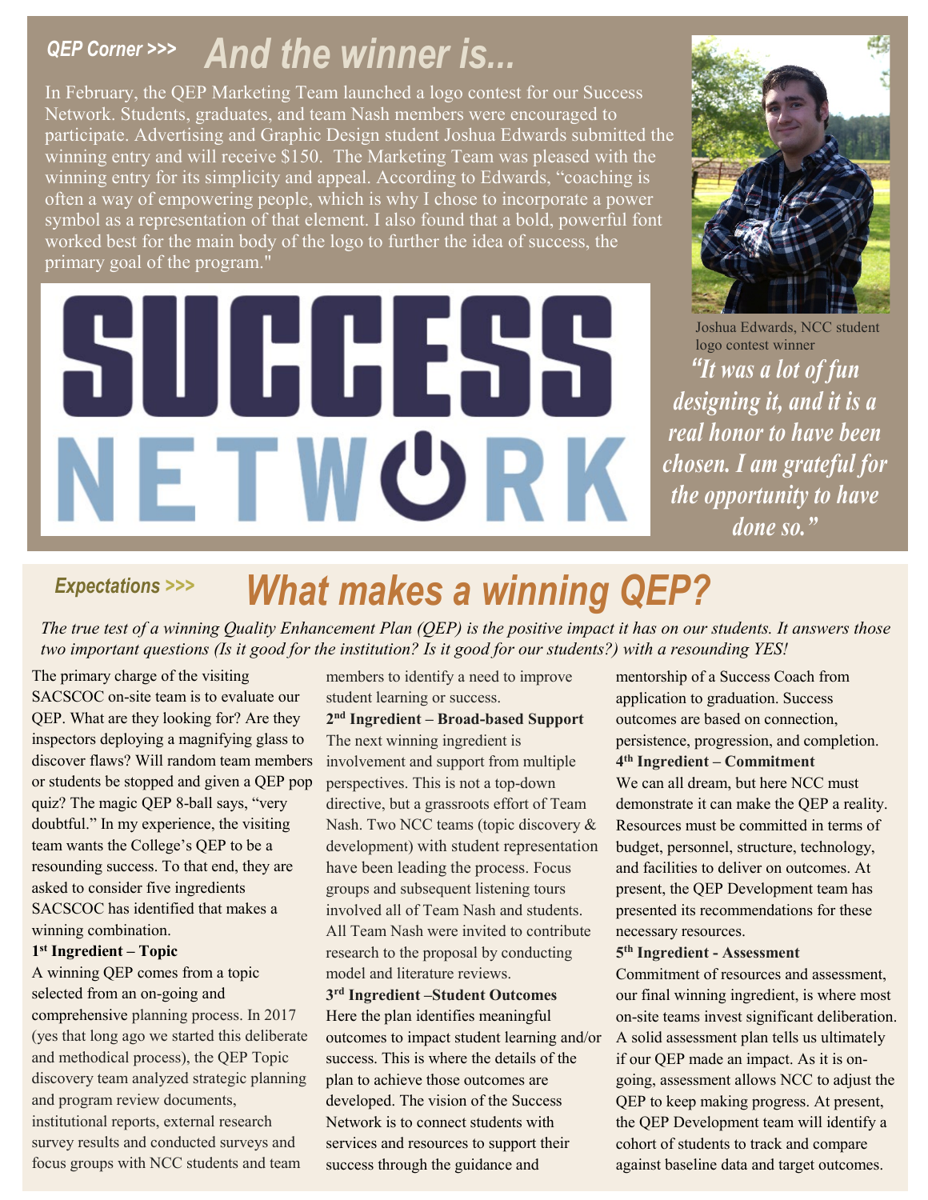*QEP Corner >>>*

# And the winner is...

In February, the QEP Marketing Team launched a logo contest for our Success Network. Students, graduates, and team Nash members were encouraged to participate. Advertising and Graphic Design student Joshua Edwards submitted the winning entry and will receive $150. The Marketing Team was pleased with the winning entry for its simplicity and appeal. According to Edwards, "coaching is often a way of empowering people, which is why I chose to incorporate a power symbol as a representation of that element. I also found that a bold, powerful font worked best for the main body of the logo to further the idea of success, the primary goal of the program."

SUCCESS NETWORK

Joshua Edwards, NCC student logo contest winner

***"It was a lot of fun designing it, and it is a real honor to have been chosen. I am grateful for the opportunity to have done so."***

*Expectations >>>*

# What makes a winning QEP?

*The true test of a winning Quality Enhancement Plan (QEP) is the positive impact it has on our students. It answers those two important questions (Is it good for the institution? Is it good for our students?) with a resounding YES!*

The primary charge of the visiting SACSCOC on-site team is to evaluate our QEP. What are they looking for? Are they inspectors deploying a magnifying glass to discover flaws? Will random team members or students be stopped and given a QEP pop quiz? The magic QEP 8-ball says, "very doubtful." In my experience, the visiting team wants the College's QEP to be a resounding success. To that end, they are asked to consider five ingredients SACSCOC has identified that makes a winning combination.

**1st Ingredient – Topic**

A winning QEP comes from a topic selected from an on-going and comprehensive planning process. In 2017 (yes that long ago we started this deliberate and methodical process), the QEP Topic discovery team analyzed strategic planning and program review documents, institutional reports, external research survey results and conducted surveys and focus groups with NCC students and team members to identify a need to improve student learning or success.

**2nd Ingredient – Broad-based Support**

The next winning ingredient is involvement and support from multiple perspectives. This is not a top-down directive, but a grassroots effort of Team Nash. Two NCC teams (topic discovery & development) with student representation have been leading the process. Focus groups and subsequent listening tours involved all of Team Nash and students. All Team Nash were invited to contribute research to the proposal by conducting model and literature reviews.

**3rd Ingredient –Student Outcomes**

Here the plan identifies meaningful outcomes to impact student learning and/or success. This is where the details of the plan to achieve those outcomes are developed. The vision of the Success Network is to connect students with services and resources to support their success through the guidance and mentorship of a Success Coach from application to graduation. Success outcomes are based on connection, persistence, progression, and completion.

**4th Ingredient – Commitment**

We can all dream, but here NCC must demonstrate it can make the QEP a reality. Resources must be committed in terms of budget, personnel, structure, technology, and facilities to deliver on outcomes. At present, the QEP Development team has presented its recommendations for these necessary resources.

**5th Ingredient - Assessment**

Commitment of resources and assessment, our final winning ingredient, is where most on-site teams invest significant deliberation. A solid assessment plan tells us ultimately if our QEP made an impact. As it is on-going, assessment allows NCC to adjust the QEP to keep making progress. At present, the QEP Development team will identify a cohort of students to track and compare against baseline data and target outcomes.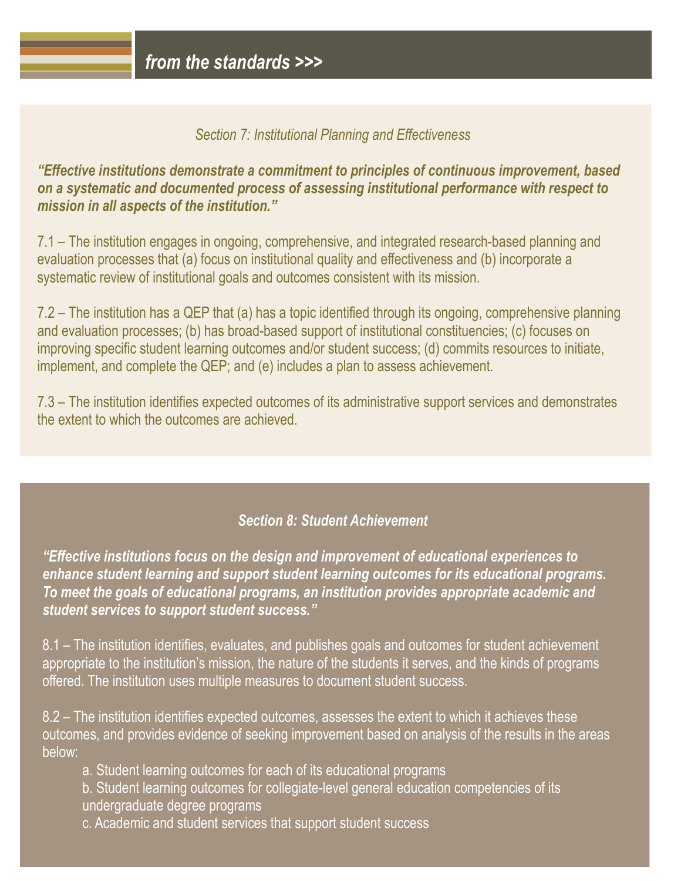## *from the standards >>>*

*Section 7: Institutional Planning and Effectiveness*

***"Effective institutions demonstrate a commitment to principles of continuous improvement, based on a systematic and documented process of assessing institutional performance with respect to mission in all aspects of the institution."***

7.1 – The institution engages in ongoing, comprehensive, and integrated research-based planning and evaluation processes that (a) focus on institutional quality and effectiveness and (b) incorporate a systematic review of institutional goals and outcomes consistent with its mission.

7.2 – The institution has a QEP that (a) has a topic identified through its ongoing, comprehensive planning and evaluation processes; (b) has broad-based support of institutional constituencies; (c) focuses on improving specific student learning outcomes and/or student success; (d) commits resources to initiate, implement, and complete the QEP; and (e) includes a plan to assess achievement.

7.3 – The institution identifies expected outcomes of its administrative support services and demonstrates the extent to which the outcomes are achieved.

***Section 8: Student Achievement***

***"Effective institutions focus on the design and improvement of educational experiences to enhance student learning and support student learning outcomes for its educational programs. To meet the goals of educational programs, an institution provides appropriate academic and student services to support student success."***

8.1 – The institution identifies, evaluates, and publishes goals and outcomes for student achievement appropriate to the institution's mission, the nature of the students it serves, and the kinds of programs offered. The institution uses multiple measures to document student success.

8.2 – The institution identifies expected outcomes, assesses the extent to which it achieves these outcomes, and provides evidence of seeking improvement based on analysis of the results in the areas below:

a. Student learning outcomes for each of its educational programs
b. Student learning outcomes for collegiate-level general education competencies of its undergraduate degree programs
c. Academic and student services that support student success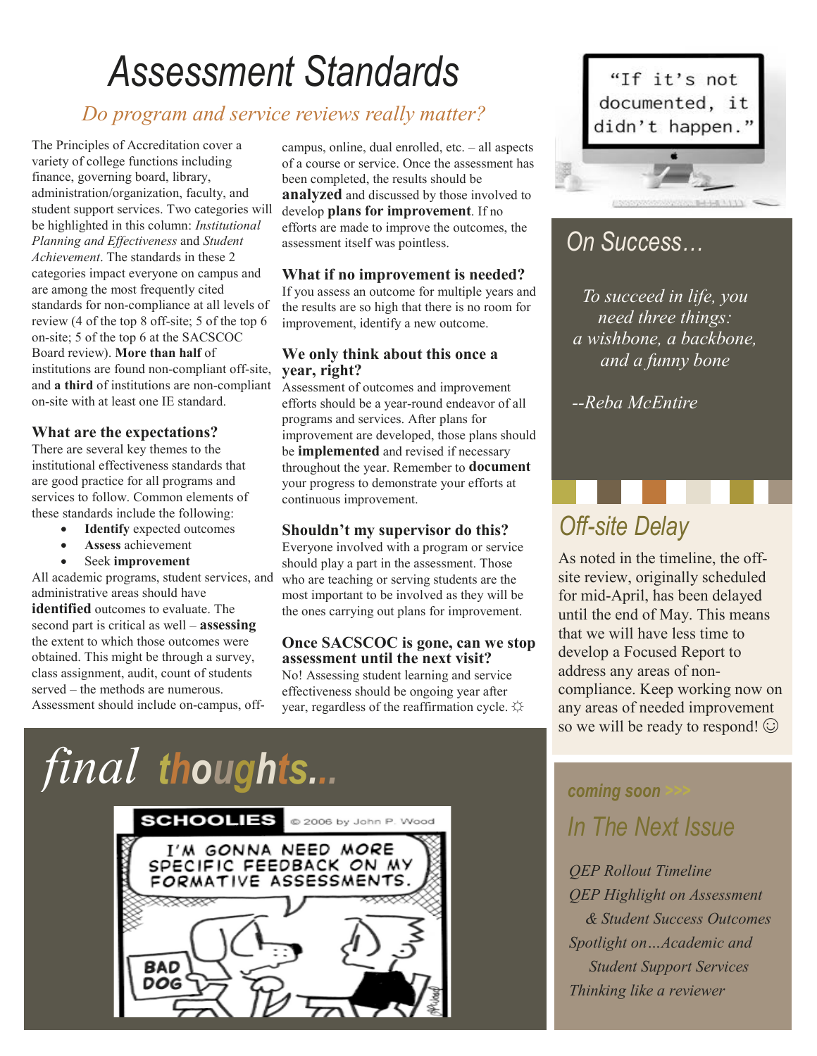# Assessment Standards

## *Do program and service reviews really matter?*

The Principles of Accreditation cover a variety of college functions including finance, governing board, library, administration/organization, faculty, and student support services. Two categories will be highlighted in this column: *Institutional Planning and Effectiveness* and *Student Achievement*. The standards in these 2 categories impact everyone on campus and are among the most frequently cited standards for non-compliance at all levels of review (4 of the top 8 off-site; 5 of the top 6 on-site; 5 of the top 6 at the SACSCOC Board review). **More than half** of institutions are found non-compliant off-site, and **a third** of institutions are non-compliant on-site with at least one IE standard.

### What are the expectations?

There are several key themes to the institutional effectiveness standards that are good practice for all programs and services to follow. Common elements of these standards include the following:

- **Identify** expected outcomes
- **Assess** achievement
- Seek **improvement**

All academic programs, student services, and administrative areas should have **identified** outcomes to evaluate. The second part is critical as well – **assessing** the extent to which those outcomes were obtained. This might be through a survey, class assignment, audit, count of students served – the methods are numerous. Assessment should include on-campus, off-campus, online, dual enrolled, etc. – all aspects of a course or service. Once the assessment has been completed, the results should be **analyzed** and discussed by those involved to develop **plans for improvement**. If no efforts are made to improve the outcomes, the assessment itself was pointless.

### What if no improvement is needed?

If you assess an outcome for multiple years and the results are so high that there is no room for improvement, identify a new outcome.

### We only think about this once a year, right?

Assessment of outcomes and improvement efforts should be a year-round endeavor of all programs and services. After plans for improvement are developed, those plans should be **implemented** and revised if necessary throughout the year. Remember to **document** your progress to demonstrate your efforts at continuous improvement.

### Shouldn't my supervisor do this?

Everyone involved with a program or service should play a part in the assessment. Those who are teaching or serving students are the most important to be involved as they will be the ones carrying out plans for improvement.

### Once SACSCOC is gone, can we stop assessment until the next visit?

No! Assessing student learning and service effectiveness should be ongoing year after year, regardless of the reaffirmation cycle. ☼

"If it's not documented, it didn't happen."

## On Success…

*To succeed in life, you need three things: a wishbone, a backbone, and a funny bone*

*--Reba McEntire*

## Off-site Delay

As noted in the timeline, the off-site review, originally scheduled for mid-April, has been delayed until the end of May. This means that we will have less time to develop a Focused Report to address any areas of non-compliance. Keep working now on any areas of needed improvement so we will be ready to respond! ☺

## *final* thoughts...

SCHOOLIES © 2006 by John P. Wood

I'M GONNA NEED MORE SPECIFIC FEEDBACK ON MY FORMATIVE ASSESSMENTS.

BAD DOG

**coming soon >>>**

## In The Next Issue

*QEP Rollout Timeline*
*QEP Highlight on Assessment & Student Success Outcomes*
*Spotlight on…Academic and Student Support Services*
*Thinking like a reviewer*